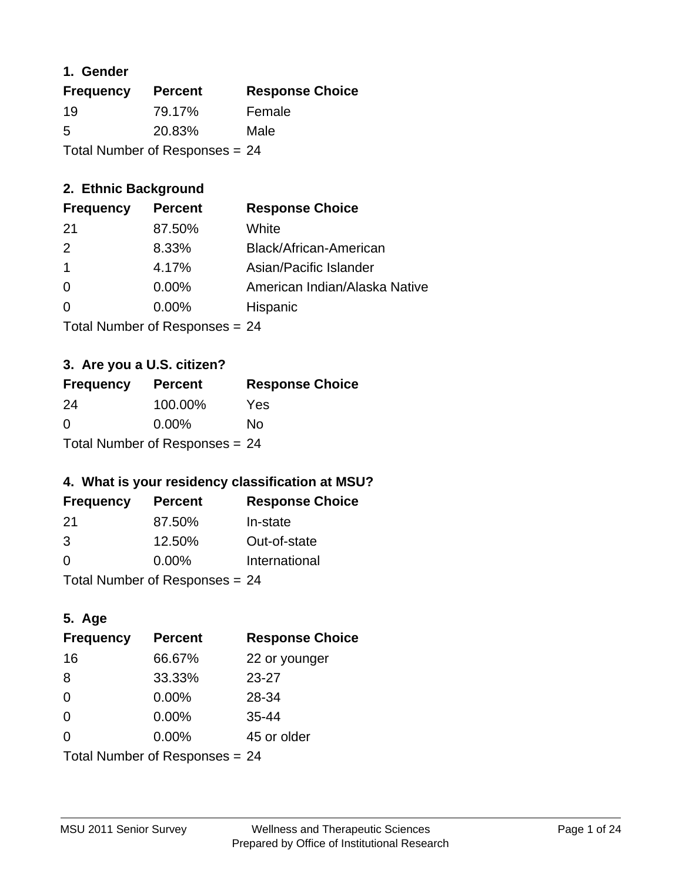## 1. Gender

| Frequency | Percent | Response Choice |
|---|---|---|
| 19 | 79.17% | Female |
| 5 | 20.83% | Male |

Total Number of Responses = 24

## 2. Ethnic Background

| Frequency | Percent | Response Choice |
|---|---|---|
| 21 | 87.50% | White |
| 2 | 8.33% | Black/African-American |
| 1 | 4.17% | Asian/Pacific Islander |
| 0 | 0.00% | American Indian/Alaska Native |
| 0 | 0.00% | Hispanic |

Total Number of Responses = 24

## 3. Are you a U.S. citizen?

| Frequency | Percent | Response Choice |
|---|---|---|
| 24 | 100.00% | Yes |
| 0 | 0.00% | No |

Total Number of Responses = 24

## 4. What is your residency classification at MSU?

| Frequency | Percent | Response Choice |
|---|---|---|
| 21 | 87.50% | In-state |
| 3 | 12.50% | Out-of-state |
| 0 | 0.00% | International |

Total Number of Responses = 24

## 5. Age

| Frequency | Percent | Response Choice |
|---|---|---|
| 16 | 66.67% | 22 or younger |
| 8 | 33.33% | 23-27 |
| 0 | 0.00% | 28-34 |
| 0 | 0.00% | 35-44 |
| 0 | 0.00% | 45 or older |

Total Number of Responses = 24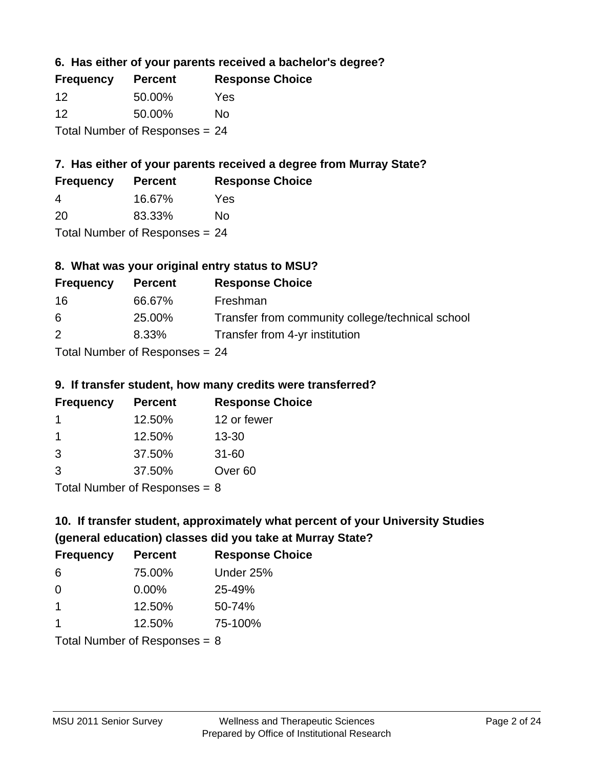### 6. Has either of your parents received a bachelor's degree?

| Frequency | Percent | Response Choice |
|---|---|---|
| 12 | 50.00% | Yes |
| 12 | 50.00% | No |

Total Number of Responses = 24

### 7. Has either of your parents received a degree from Murray State?

| Frequency | Percent | Response Choice |
|---|---|---|
| 4 | 16.67% | Yes |
| 20 | 83.33% | No |

Total Number of Responses = 24

### 8. What was your original entry status to MSU?

| Frequency | Percent | Response Choice |
|---|---|---|
| 16 | 66.67% | Freshman |
| 6 | 25.00% | Transfer from community college/technical school |
| 2 | 8.33% | Transfer from 4-yr institution |

Total Number of Responses = 24

### 9. If transfer student, how many credits were transferred?

| Frequency | Percent | Response Choice |
|---|---|---|
| 1 | 12.50% | 12 or fewer |
| 1 | 12.50% | 13-30 |
| 3 | 37.50% | 31-60 |
| 3 | 37.50% | Over 60 |

Total Number of Responses = 8

### 10. If transfer student, approximately what percent of your University Studies (general education) classes did you take at Murray State?

| Frequency | Percent | Response Choice |
|---|---|---|
| 6 | 75.00% | Under 25% |
| 0 | 0.00% | 25-49% |
| 1 | 12.50% | 50-74% |
| 1 | 12.50% | 75-100% |

Total Number of Responses = 8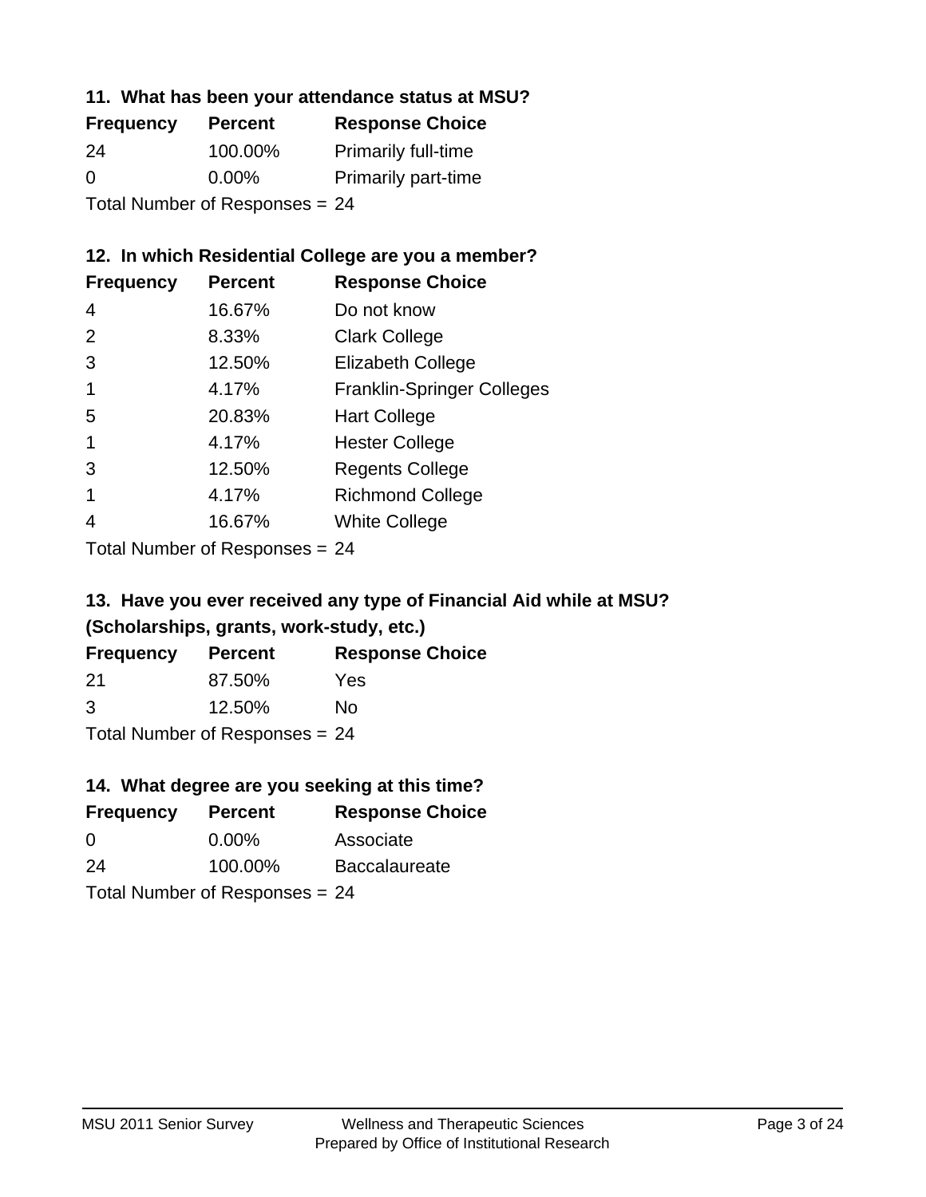### 11. What has been your attendance status at MSU?

| Frequency | Percent | Response Choice |
|---|---|---|
| 24 | 100.00% | Primarily full-time |
| 0 | 0.00% | Primarily part-time |

Total Number of Responses = 24

### 12. In which Residential College are you a member?

| Frequency | Percent | Response Choice |
|---|---|---|
| 4 | 16.67% | Do not know |
| 2 | 8.33% | Clark College |
| 3 | 12.50% | Elizabeth College |
| 1 | 4.17% | Franklin-Springer Colleges |
| 5 | 20.83% | Hart College |
| 1 | 4.17% | Hester College |
| 3 | 12.50% | Regents College |
| 1 | 4.17% | Richmond College |
| 4 | 16.67% | White College |

Total Number of Responses = 24

### 13. Have you ever received any type of Financial Aid while at MSU? (Scholarships, grants, work-study, etc.)

| Frequency | Percent | Response Choice |
|---|---|---|
| 21 | 87.50% | Yes |
| 3 | 12.50% | No |

Total Number of Responses = 24

### 14. What degree are you seeking at this time?

| Frequency | Percent | Response Choice |
|---|---|---|
| 0 | 0.00% | Associate |
| 24 | 100.00% | Baccalaureate |

Total Number of Responses = 24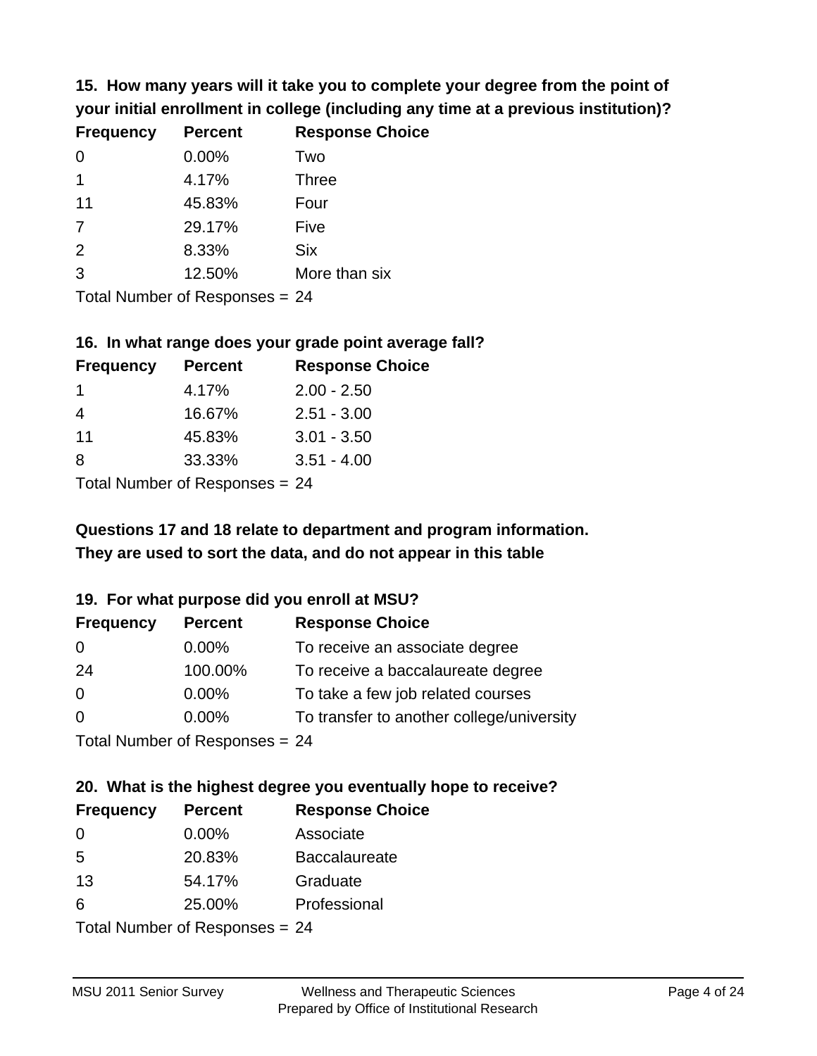**15. How many years will it take you to complete your degree from the point of your initial enrollment in college (including any time at a previous institution)?**

| Frequency | Percent | Response Choice |
| --- | --- | --- |
| 0 | 0.00% | Two |
| 1 | 4.17% | Three |
| 11 | 45.83% | Four |
| 7 | 29.17% | Five |
| 2 | 8.33% | Six |
| 3 | 12.50% | More than six |

Total Number of Responses = 24

**16. In what range does your grade point average fall?**

| Frequency | Percent | Response Choice |
| --- | --- | --- |
| 1 | 4.17% | 2.00 - 2.50 |
| 4 | 16.67% | 2.51 - 3.00 |
| 11 | 45.83% | 3.01 - 3.50 |
| 8 | 33.33% | 3.51 - 4.00 |

Total Number of Responses = 24

**Questions 17 and 18 relate to department and program information. They are used to sort the data, and do not appear in this table**

**19. For what purpose did you enroll at MSU?**

| Frequency | Percent | Response Choice |
| --- | --- | --- |
| 0 | 0.00% | To receive an associate degree |
| 24 | 100.00% | To receive a baccalaureate degree |
| 0 | 0.00% | To take a few job related courses |
| 0 | 0.00% | To transfer to another college/university |

Total Number of Responses = 24

**20. What is the highest degree you eventually hope to receive?**

| Frequency | Percent | Response Choice |
| --- | --- | --- |
| 0 | 0.00% | Associate |
| 5 | 20.83% | Baccalaureate |
| 13 | 54.17% | Graduate |
| 6 | 25.00% | Professional |

Total Number of Responses = 24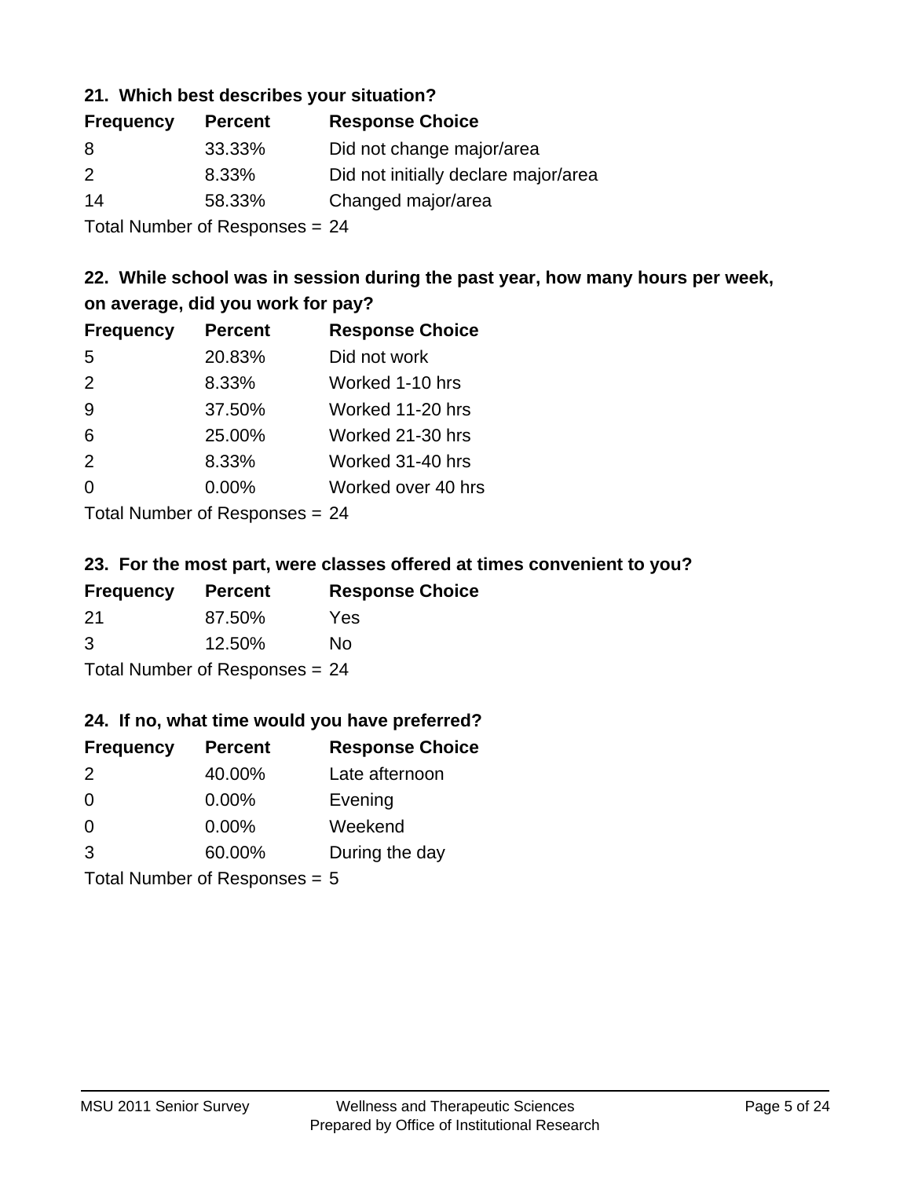### 21. Which best describes your situation?

| Frequency | Percent | Response Choice |
|---|---|---|
| 8 | 33.33% | Did not change major/area |
| 2 | 8.33% | Did not initially declare major/area |
| 14 | 58.33% | Changed major/area |

Total Number of Responses = 24

### 22. While school was in session during the past year, how many hours per week, on average, did you work for pay?

| Frequency | Percent | Response Choice |
|---|---|---|
| 5 | 20.83% | Did not work |
| 2 | 8.33% | Worked 1-10 hrs |
| 9 | 37.50% | Worked 11-20 hrs |
| 6 | 25.00% | Worked 21-30 hrs |
| 2 | 8.33% | Worked 31-40 hrs |
| 0 | 0.00% | Worked over 40 hrs |

Total Number of Responses = 24

### 23. For the most part, were classes offered at times convenient to you?

| Frequency | Percent | Response Choice |
|---|---|---|
| 21 | 87.50% | Yes |
| 3 | 12.50% | No |

Total Number of Responses = 24

### 24. If no, what time would you have preferred?

| Frequency | Percent | Response Choice |
|---|---|---|
| 2 | 40.00% | Late afternoon |
| 0 | 0.00% | Evening |
| 0 | 0.00% | Weekend |
| 3 | 60.00% | During the day |

Total Number of Responses = 5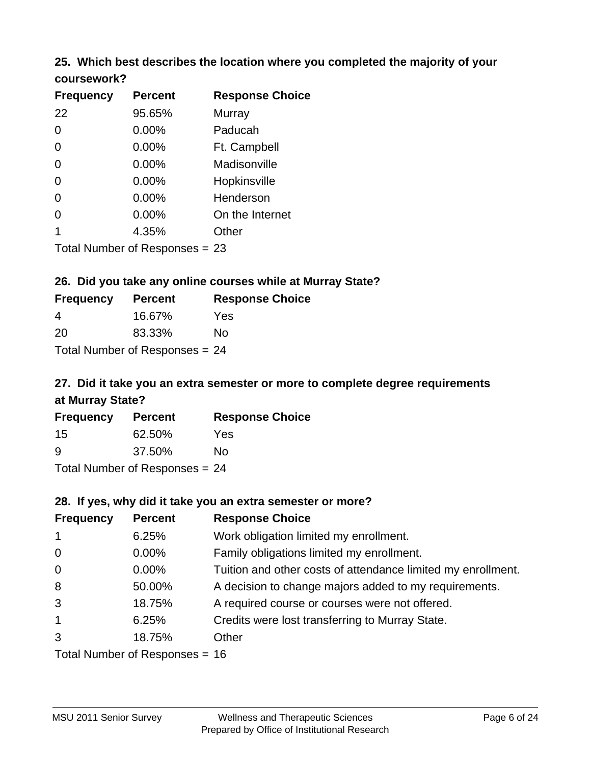### 25. Which best describes the location where you completed the majority of your coursework?

| Frequency | Percent | Response Choice |
|---|---|---|
| 22 | 95.65% | Murray |
| 0 | 0.00% | Paducah |
| 0 | 0.00% | Ft. Campbell |
| 0 | 0.00% | Madisonville |
| 0 | 0.00% | Hopkinsville |
| 0 | 0.00% | Henderson |
| 0 | 0.00% | On the Internet |
| 1 | 4.35% | Other |

Total Number of Responses = 23

### 26. Did you take any online courses while at Murray State?

| Frequency | Percent | Response Choice |
|---|---|---|
| 4 | 16.67% | Yes |
| 20 | 83.33% | No |

Total Number of Responses = 24

### 27. Did it take you an extra semester or more to complete degree requirements at Murray State?

| Frequency | Percent | Response Choice |
|---|---|---|
| 15 | 62.50% | Yes |
| 9 | 37.50% | No |

Total Number of Responses = 24

### 28. If yes, why did it take you an extra semester or more?

| Frequency | Percent | Response Choice |
|---|---|---|
| 1 | 6.25% | Work obligation limited my enrollment. |
| 0 | 0.00% | Family obligations limited my enrollment. |
| 0 | 0.00% | Tuition and other costs of attendance limited my enrollment. |
| 8 | 50.00% | A decision to change majors added to my requirements. |
| 3 | 18.75% | A required course or courses were not offered. |
| 1 | 6.25% | Credits were lost transferring to Murray State. |
| 3 | 18.75% | Other |

Total Number of Responses = 16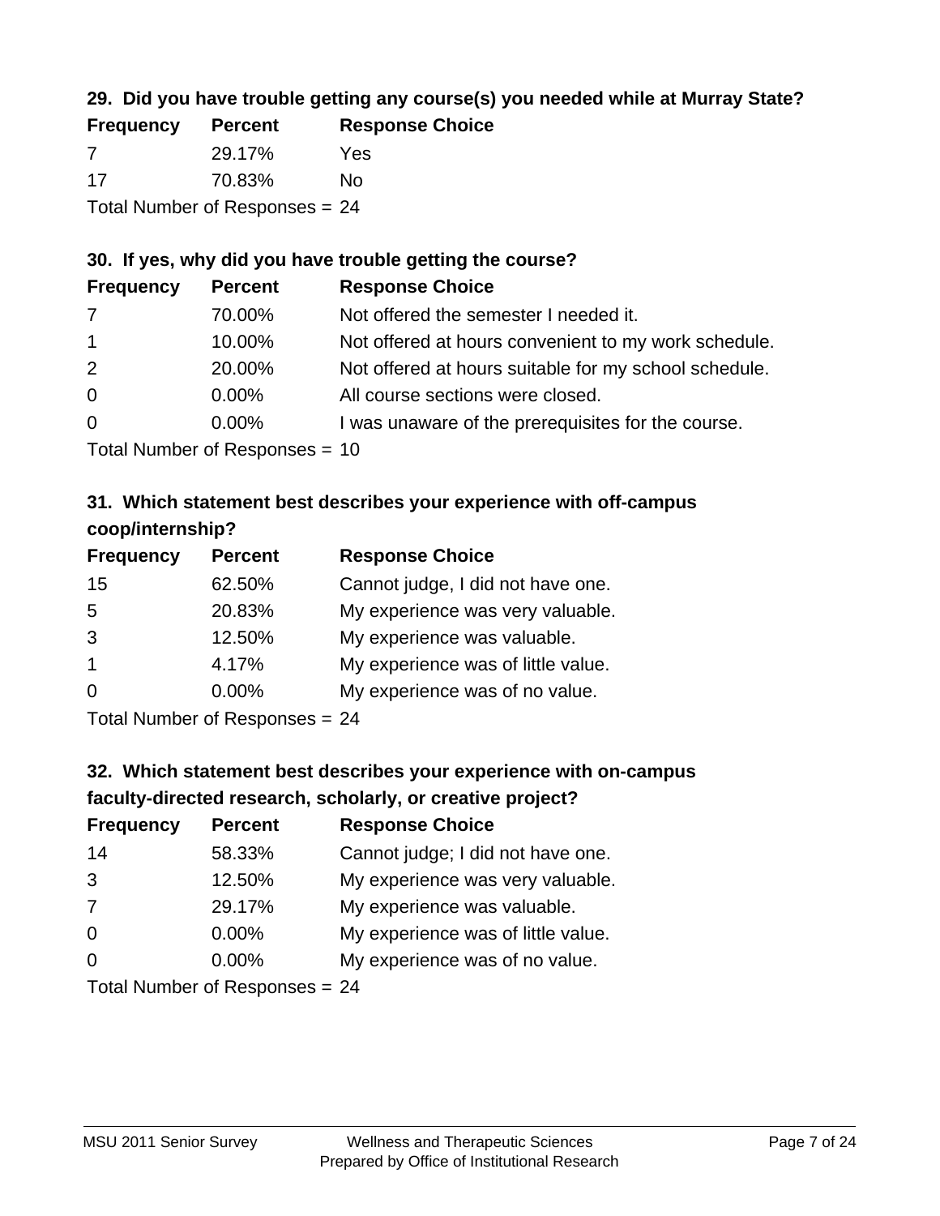### 29. Did you have trouble getting any course(s) you needed while at Murray State?

| Frequency | Percent | Response Choice |
| --- | --- | --- |
| 7 | 29.17% | Yes |
| 17 | 70.83% | No |

Total Number of Responses = 24

### 30. If yes, why did you have trouble getting the course?

| Frequency | Percent | Response Choice |
| --- | --- | --- |
| 7 | 70.00% | Not offered the semester I needed it. |
| 1 | 10.00% | Not offered at hours convenient to my work schedule. |
| 2 | 20.00% | Not offered at hours suitable for my school schedule. |
| 0 | 0.00% | All course sections were closed. |
| 0 | 0.00% | I was unaware of the prerequisites for the course. |

Total Number of Responses = 10

### 31. Which statement best describes your experience with off-campus coop/internship?

| Frequency | Percent | Response Choice |
| --- | --- | --- |
| 15 | 62.50% | Cannot judge, I did not have one. |
| 5 | 20.83% | My experience was very valuable. |
| 3 | 12.50% | My experience was valuable. |
| 1 | 4.17% | My experience was of little value. |
| 0 | 0.00% | My experience was of no value. |

Total Number of Responses = 24

### 32. Which statement best describes your experience with on-campus faculty-directed research, scholarly, or creative project?

| Frequency | Percent | Response Choice |
| --- | --- | --- |
| 14 | 58.33% | Cannot judge; I did not have one. |
| 3 | 12.50% | My experience was very valuable. |
| 7 | 29.17% | My experience was valuable. |
| 0 | 0.00% | My experience was of little value. |
| 0 | 0.00% | My experience was of no value. |

Total Number of Responses = 24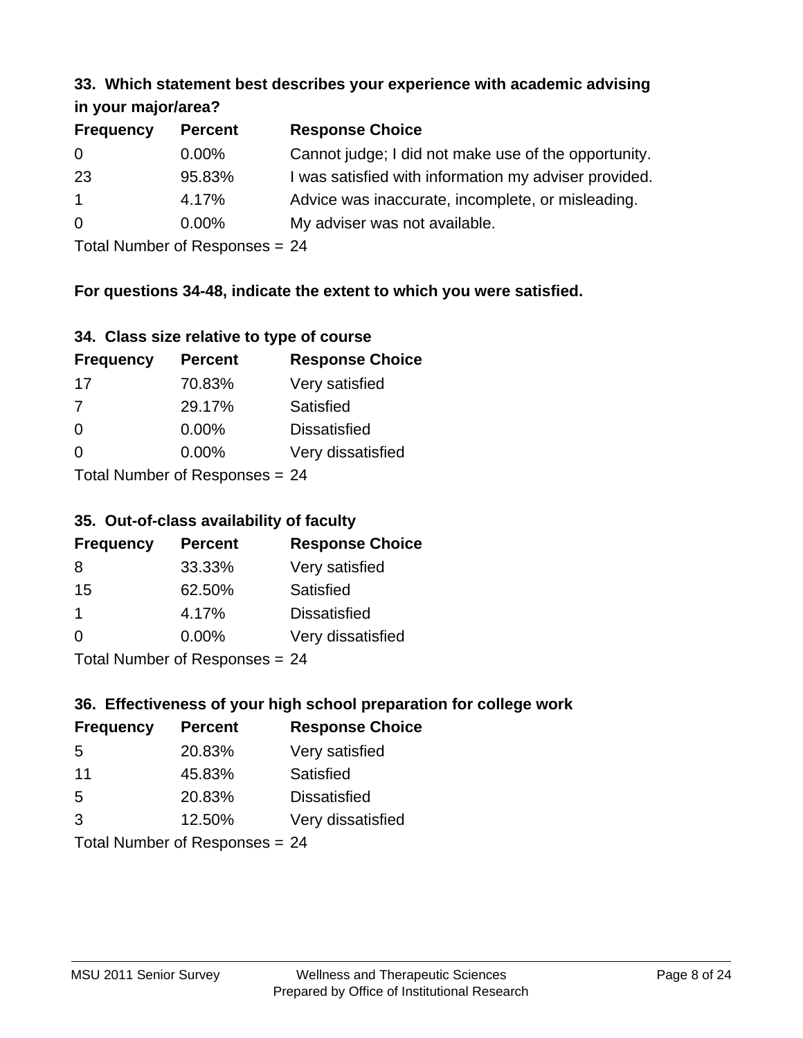### 33. Which statement best describes your experience with academic advising in your major/area?

| Frequency | Percent | Response Choice |
|---|---|---|
| 0 | 0.00% | Cannot judge; I did not make use of the opportunity. |
| 23 | 95.83% | I was satisfied with information my adviser provided. |
| 1 | 4.17% | Advice was inaccurate, incomplete, or misleading. |
| 0 | 0.00% | My adviser was not available. |

Total Number of Responses = 24

**For questions 34-48, indicate the extent to which you were satisfied.**

### 34. Class size relative to type of course

| Frequency | Percent | Response Choice |
|---|---|---|
| 17 | 70.83% | Very satisfied |
| 7 | 29.17% | Satisfied |
| 0 | 0.00% | Dissatisfied |
| 0 | 0.00% | Very dissatisfied |

Total Number of Responses = 24

### 35. Out-of-class availability of faculty

| Frequency | Percent | Response Choice |
|---|---|---|
| 8 | 33.33% | Very satisfied |
| 15 | 62.50% | Satisfied |
| 1 | 4.17% | Dissatisfied |
| 0 | 0.00% | Very dissatisfied |

Total Number of Responses = 24

### 36. Effectiveness of your high school preparation for college work

| Frequency | Percent | Response Choice |
|---|---|---|
| 5 | 20.83% | Very satisfied |
| 11 | 45.83% | Satisfied |
| 5 | 20.83% | Dissatisfied |
| 3 | 12.50% | Very dissatisfied |

Total Number of Responses = 24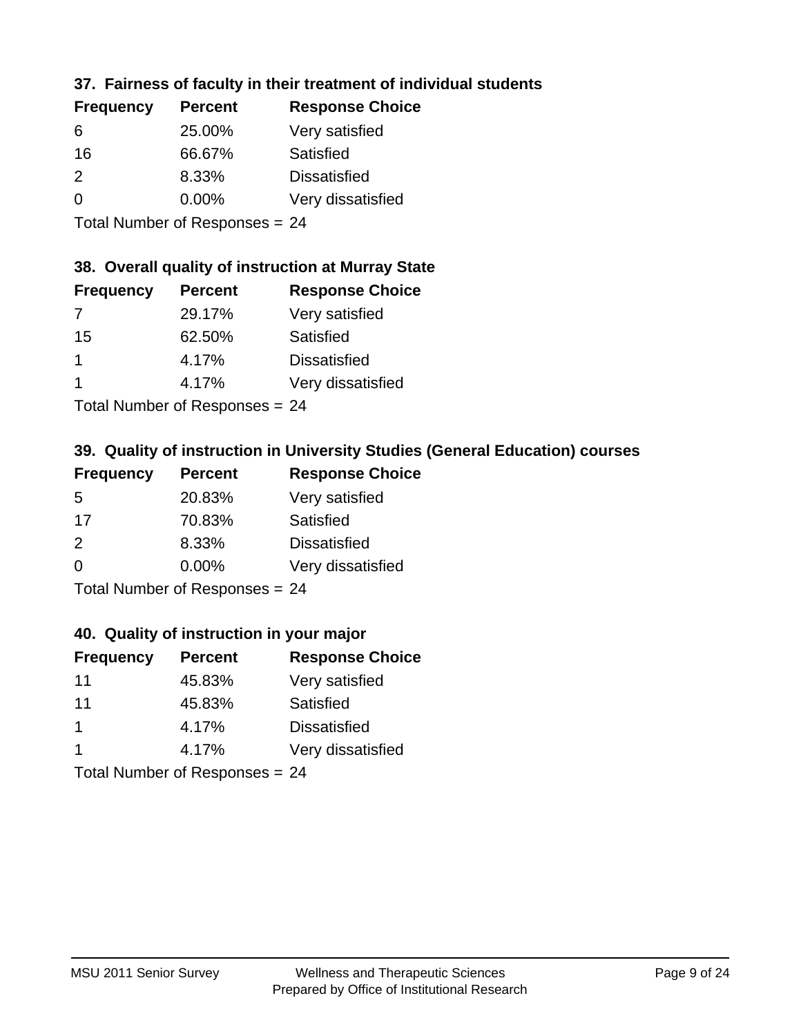### 37. Fairness of faculty in their treatment of individual students

| Frequency | Percent | Response Choice |
|---|---|---|
| 6 | 25.00% | Very satisfied |
| 16 | 66.67% | Satisfied |
| 2 | 8.33% | Dissatisfied |
| 0 | 0.00% | Very dissatisfied |

Total Number of Responses = 24

### 38. Overall quality of instruction at Murray State

| Frequency | Percent | Response Choice |
|---|---|---|
| 7 | 29.17% | Very satisfied |
| 15 | 62.50% | Satisfied |
| 1 | 4.17% | Dissatisfied |
| 1 | 4.17% | Very dissatisfied |

Total Number of Responses = 24

### 39. Quality of instruction in University Studies (General Education) courses

| Frequency | Percent | Response Choice |
|---|---|---|
| 5 | 20.83% | Very satisfied |
| 17 | 70.83% | Satisfied |
| 2 | 8.33% | Dissatisfied |
| 0 | 0.00% | Very dissatisfied |

Total Number of Responses = 24

### 40. Quality of instruction in your major

| Frequency | Percent | Response Choice |
|---|---|---|
| 11 | 45.83% | Very satisfied |
| 11 | 45.83% | Satisfied |
| 1 | 4.17% | Dissatisfied |
| 1 | 4.17% | Very dissatisfied |

Total Number of Responses = 24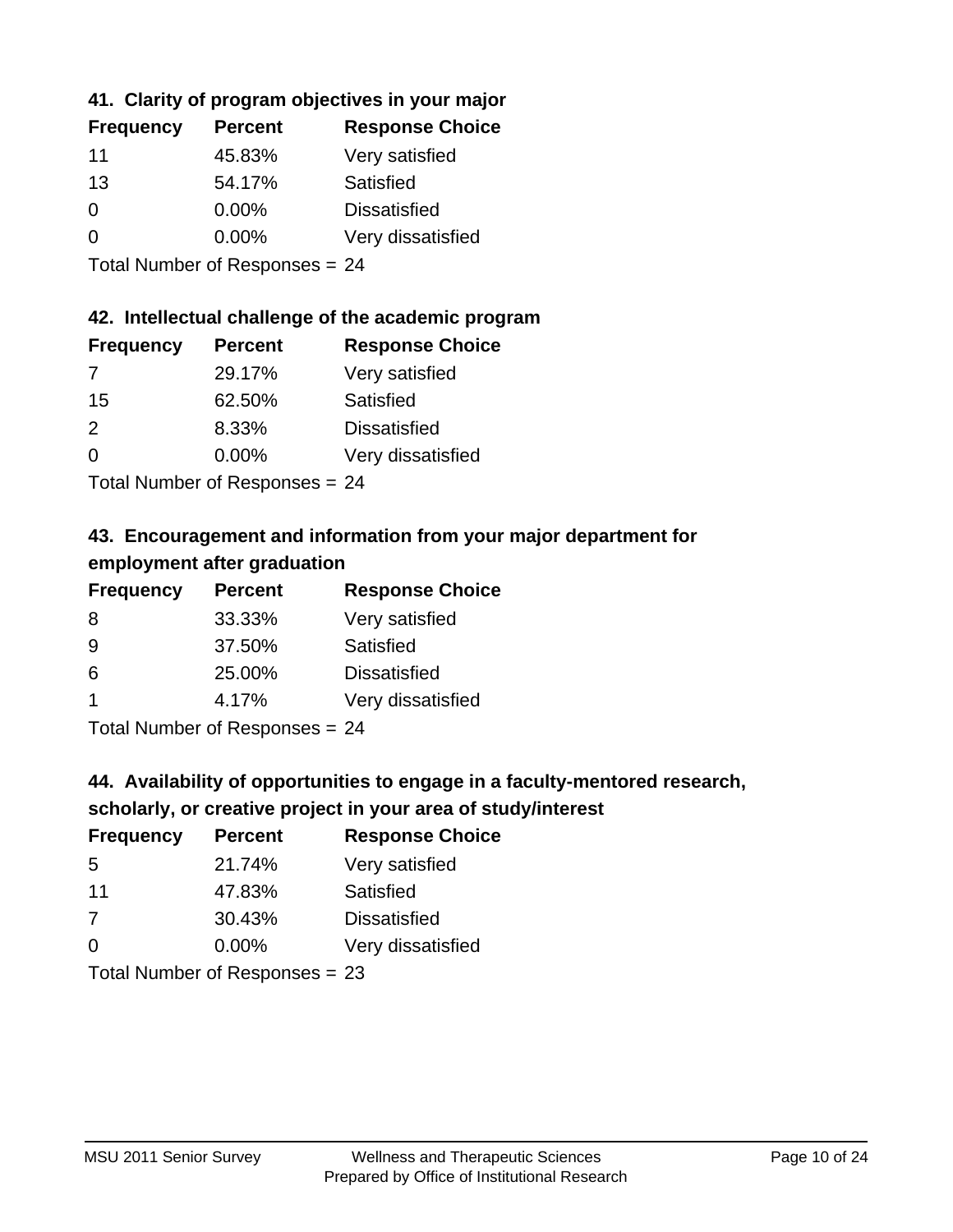### 41. Clarity of program objectives in your major

| Frequency | Percent | Response Choice |
|---|---|---|
| 11 | 45.83% | Very satisfied |
| 13 | 54.17% | Satisfied |
| 0 | 0.00% | Dissatisfied |
| 0 | 0.00% | Very dissatisfied |

Total Number of Responses = 24

### 42. Intellectual challenge of the academic program

| Frequency | Percent | Response Choice |
|---|---|---|
| 7 | 29.17% | Very satisfied |
| 15 | 62.50% | Satisfied |
| 2 | 8.33% | Dissatisfied |
| 0 | 0.00% | Very dissatisfied |

Total Number of Responses = 24

### 43. Encouragement and information from your major department for employment after graduation

| Frequency | Percent | Response Choice |
|---|---|---|
| 8 | 33.33% | Very satisfied |
| 9 | 37.50% | Satisfied |
| 6 | 25.00% | Dissatisfied |
| 1 | 4.17% | Very dissatisfied |

Total Number of Responses = 24

### 44. Availability of opportunities to engage in a faculty-mentored research, scholarly, or creative project in your area of study/interest

| Frequency | Percent | Response Choice |
|---|---|---|
| 5 | 21.74% | Very satisfied |
| 11 | 47.83% | Satisfied |
| 7 | 30.43% | Dissatisfied |
| 0 | 0.00% | Very dissatisfied |

Total Number of Responses = 23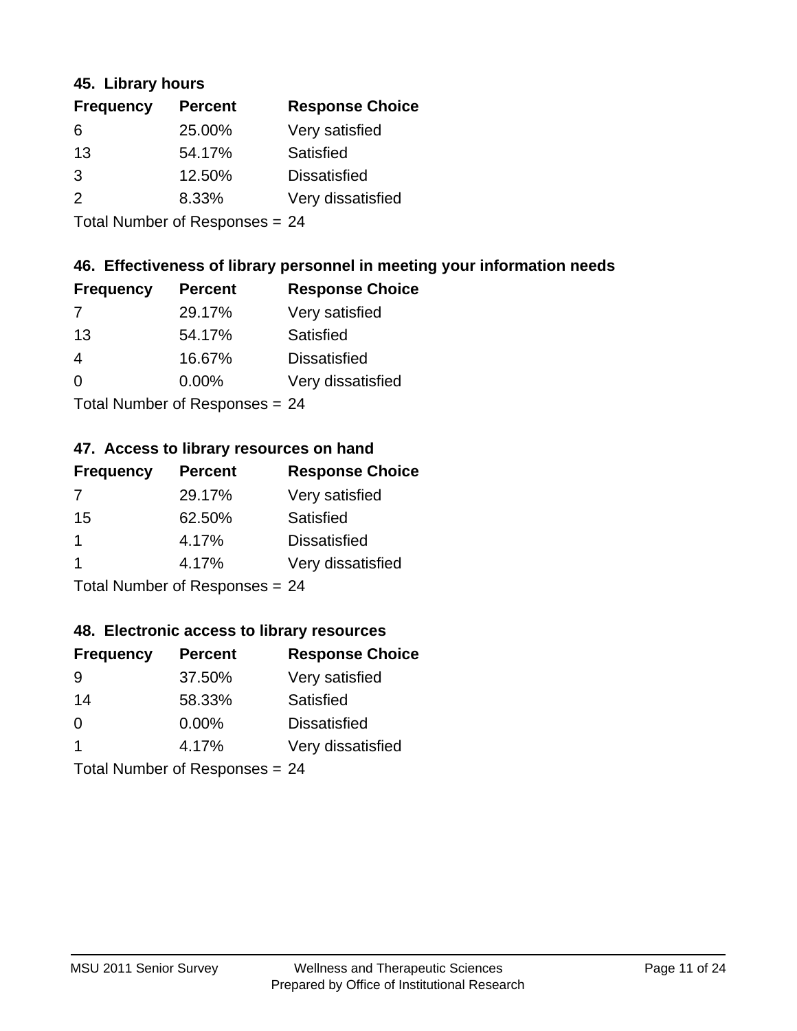### 45. Library hours

| Frequency | Percent | Response Choice |
|---|---|---|
| 6 | 25.00% | Very satisfied |
| 13 | 54.17% | Satisfied |
| 3 | 12.50% | Dissatisfied |
| 2 | 8.33% | Very dissatisfied |

Total Number of Responses = 24

### 46. Effectiveness of library personnel in meeting your information needs

| Frequency | Percent | Response Choice |
|---|---|---|
| 7 | 29.17% | Very satisfied |
| 13 | 54.17% | Satisfied |
| 4 | 16.67% | Dissatisfied |
| 0 | 0.00% | Very dissatisfied |

Total Number of Responses = 24

### 47. Access to library resources on hand

| Frequency | Percent | Response Choice |
|---|---|---|
| 7 | 29.17% | Very satisfied |
| 15 | 62.50% | Satisfied |
| 1 | 4.17% | Dissatisfied |
| 1 | 4.17% | Very dissatisfied |

Total Number of Responses = 24

### 48. Electronic access to library resources

| Frequency | Percent | Response Choice |
|---|---|---|
| 9 | 37.50% | Very satisfied |
| 14 | 58.33% | Satisfied |
| 0 | 0.00% | Dissatisfied |
| 1 | 4.17% | Very dissatisfied |

Total Number of Responses = 24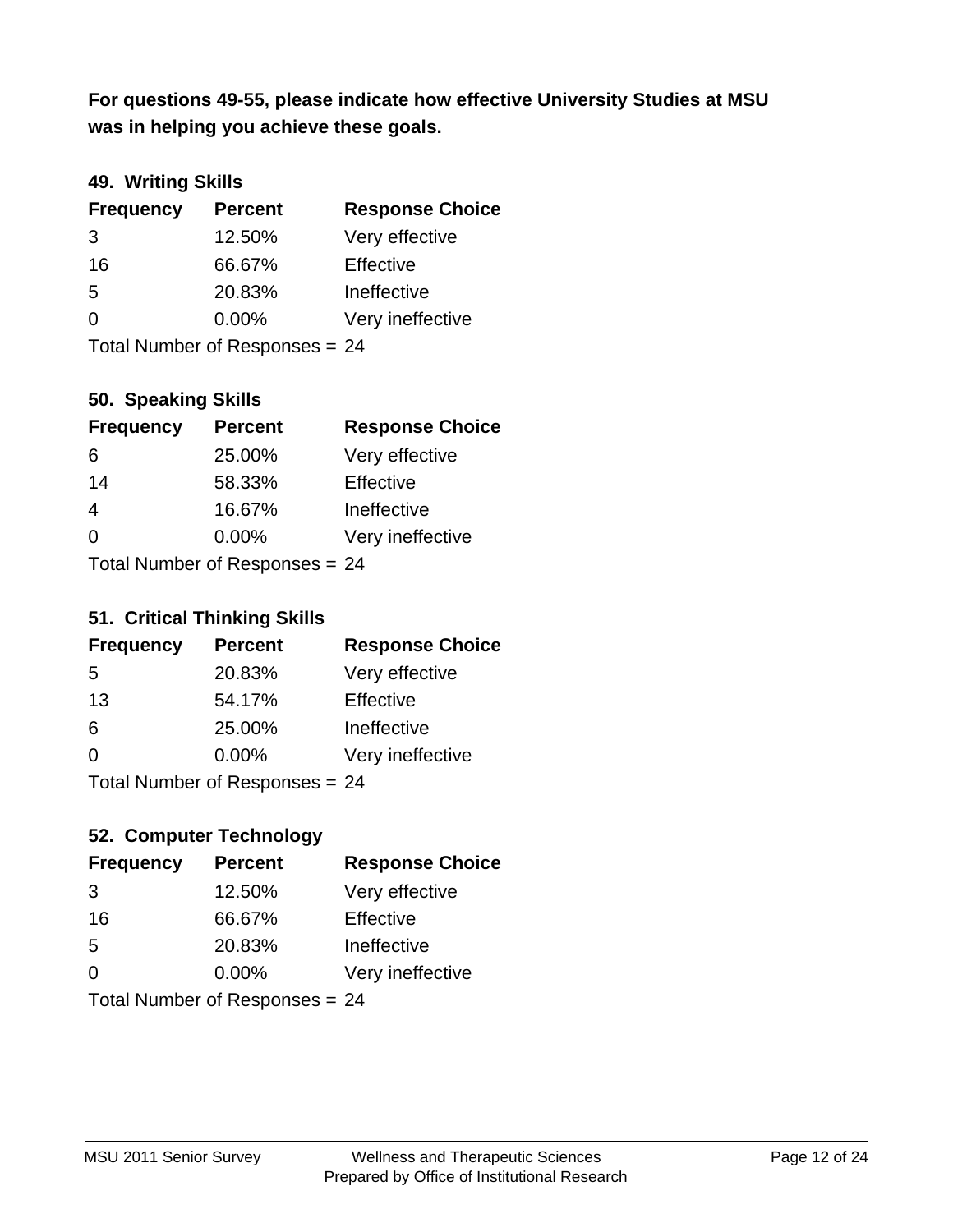**For questions 49-55, please indicate how effective University Studies at MSU was in helping you achieve these goals.**

### 49. Writing Skills

| Frequency | Percent | Response Choice |
|---|---|---|
| 3 | 12.50% | Very effective |
| 16 | 66.67% | Effective |
| 5 | 20.83% | Ineffective |
| 0 | 0.00% | Very ineffective |

Total Number of Responses = 24

### 50. Speaking Skills

| Frequency | Percent | Response Choice |
|---|---|---|
| 6 | 25.00% | Very effective |
| 14 | 58.33% | Effective |
| 4 | 16.67% | Ineffective |
| 0 | 0.00% | Very ineffective |

Total Number of Responses = 24

### 51. Critical Thinking Skills

| Frequency | Percent | Response Choice |
|---|---|---|
| 5 | 20.83% | Very effective |
| 13 | 54.17% | Effective |
| 6 | 25.00% | Ineffective |
| 0 | 0.00% | Very ineffective |

Total Number of Responses = 24

### 52. Computer Technology

| Frequency | Percent | Response Choice |
|---|---|---|
| 3 | 12.50% | Very effective |
| 16 | 66.67% | Effective |
| 5 | 20.83% | Ineffective |
| 0 | 0.00% | Very ineffective |

Total Number of Responses = 24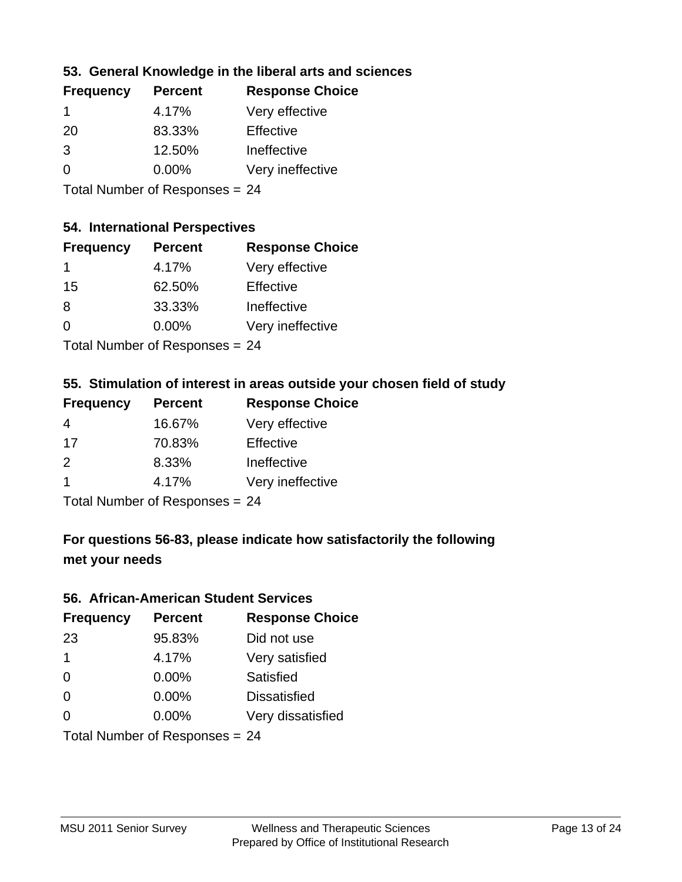### 53. General Knowledge in the liberal arts and sciences

| Frequency | Percent | Response Choice |
|---|---|---|
| 1 | 4.17% | Very effective |
| 20 | 83.33% | Effective |
| 3 | 12.50% | Ineffective |
| 0 | 0.00% | Very ineffective |

Total Number of Responses = 24

### 54. International Perspectives

| Frequency | Percent | Response Choice |
|---|---|---|
| 1 | 4.17% | Very effective |
| 15 | 62.50% | Effective |
| 8 | 33.33% | Ineffective |
| 0 | 0.00% | Very ineffective |

Total Number of Responses = 24

### 55. Stimulation of interest in areas outside your chosen field of study

| Frequency | Percent | Response Choice |
|---|---|---|
| 4 | 16.67% | Very effective |
| 17 | 70.83% | Effective |
| 2 | 8.33% | Ineffective |
| 1 | 4.17% | Very ineffective |

Total Number of Responses = 24

### For questions 56-83, please indicate how satisfactorily the following met your needs

### 56. African-American Student Services

| Frequency | Percent | Response Choice |
|---|---|---|
| 23 | 95.83% | Did not use |
| 1 | 4.17% | Very satisfied |
| 0 | 0.00% | Satisfied |
| 0 | 0.00% | Dissatisfied |
| 0 | 0.00% | Very dissatisfied |

Total Number of Responses = 24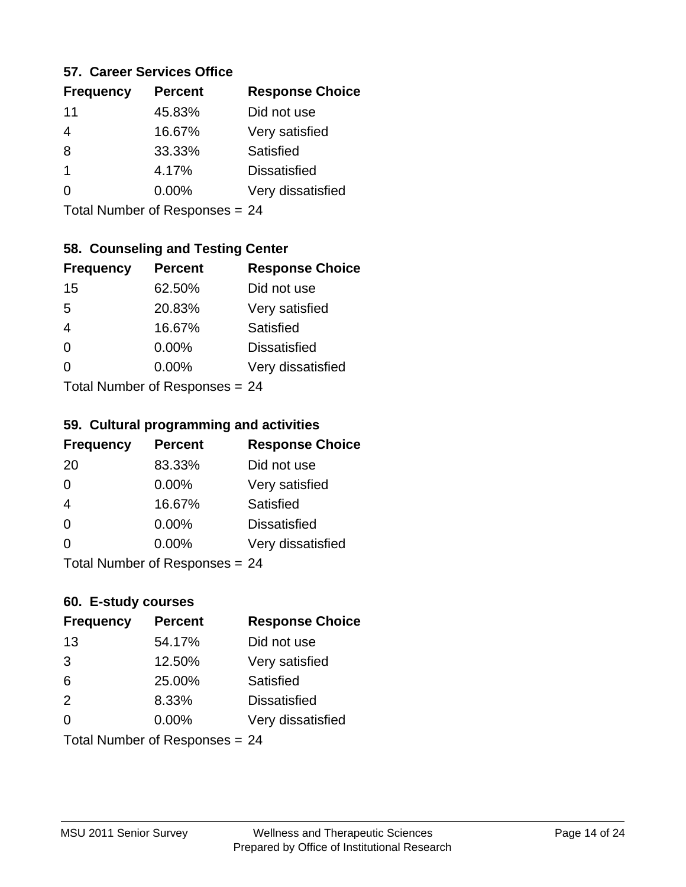### 57. Career Services Office

| Frequency | Percent | Response Choice |
| --- | --- | --- |
| 11 | 45.83% | Did not use |
| 4 | 16.67% | Very satisfied |
| 8 | 33.33% | Satisfied |
| 1 | 4.17% | Dissatisfied |
| 0 | 0.00% | Very dissatisfied |

Total Number of Responses = 24

### 58. Counseling and Testing Center

| Frequency | Percent | Response Choice |
| --- | --- | --- |
| 15 | 62.50% | Did not use |
| 5 | 20.83% | Very satisfied |
| 4 | 16.67% | Satisfied |
| 0 | 0.00% | Dissatisfied |
| 0 | 0.00% | Very dissatisfied |

Total Number of Responses = 24

### 59. Cultural programming and activities

| Frequency | Percent | Response Choice |
| --- | --- | --- |
| 20 | 83.33% | Did not use |
| 0 | 0.00% | Very satisfied |
| 4 | 16.67% | Satisfied |
| 0 | 0.00% | Dissatisfied |
| 0 | 0.00% | Very dissatisfied |

Total Number of Responses = 24

### 60. E-study courses

| Frequency | Percent | Response Choice |
| --- | --- | --- |
| 13 | 54.17% | Did not use |
| 3 | 12.50% | Very satisfied |
| 6 | 25.00% | Satisfied |
| 2 | 8.33% | Dissatisfied |
| 0 | 0.00% | Very dissatisfied |

Total Number of Responses = 24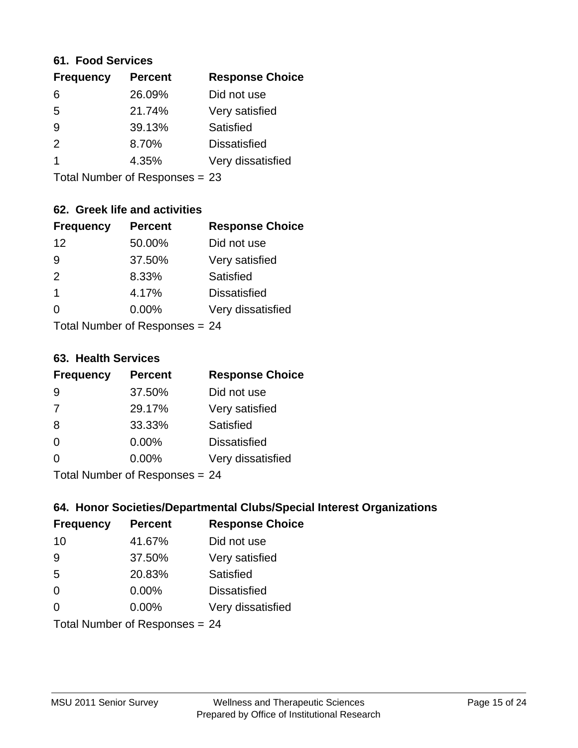### 61. Food Services

| Frequency | Percent | Response Choice |
|---|---|---|
| 6 | 26.09% | Did not use |
| 5 | 21.74% | Very satisfied |
| 9 | 39.13% | Satisfied |
| 2 | 8.70% | Dissatisfied |
| 1 | 4.35% | Very dissatisfied |

Total Number of Responses = 23

### 62. Greek life and activities

| Frequency | Percent | Response Choice |
|---|---|---|
| 12 | 50.00% | Did not use |
| 9 | 37.50% | Very satisfied |
| 2 | 8.33% | Satisfied |
| 1 | 4.17% | Dissatisfied |
| 0 | 0.00% | Very dissatisfied |

Total Number of Responses = 24

### 63. Health Services

| Frequency | Percent | Response Choice |
|---|---|---|
| 9 | 37.50% | Did not use |
| 7 | 29.17% | Very satisfied |
| 8 | 33.33% | Satisfied |
| 0 | 0.00% | Dissatisfied |
| 0 | 0.00% | Very dissatisfied |

Total Number of Responses = 24

### 64. Honor Societies/Departmental Clubs/Special Interest Organizations

| Frequency | Percent | Response Choice |
|---|---|---|
| 10 | 41.67% | Did not use |
| 9 | 37.50% | Very satisfied |
| 5 | 20.83% | Satisfied |
| 0 | 0.00% | Dissatisfied |
| 0 | 0.00% | Very dissatisfied |

Total Number of Responses = 24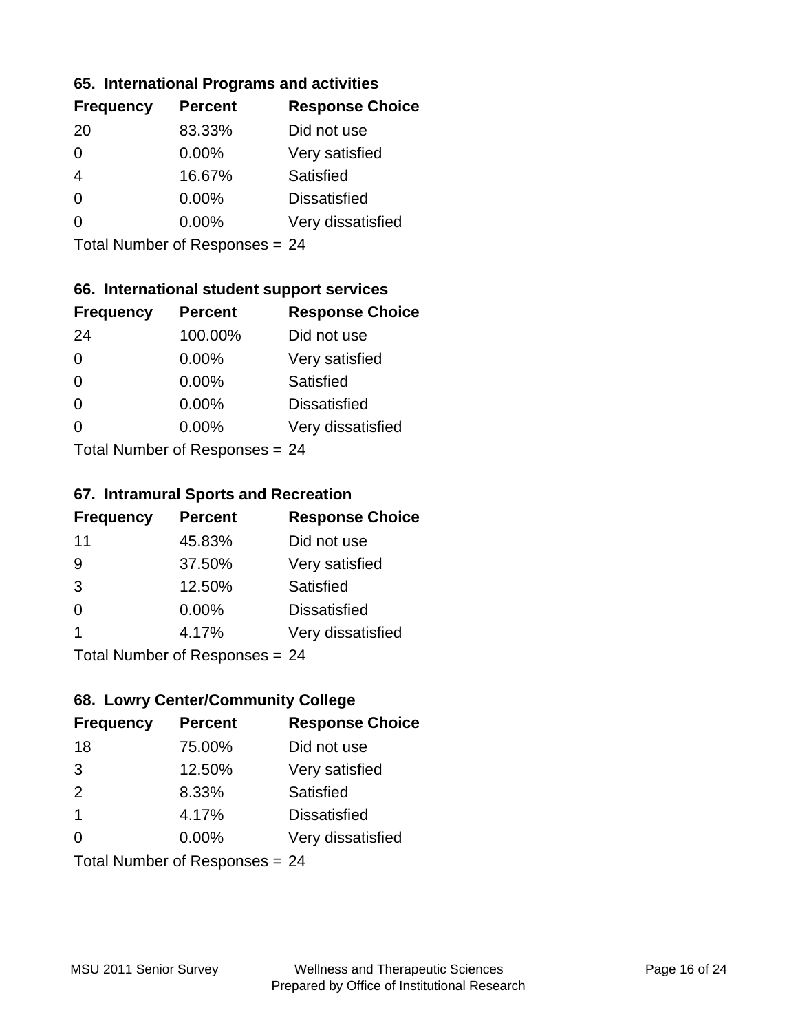### 65. International Programs and activities

| Frequency | Percent | Response Choice |
|---|---|---|
| 20 | 83.33% | Did not use |
| 0 | 0.00% | Very satisfied |
| 4 | 16.67% | Satisfied |
| 0 | 0.00% | Dissatisfied |
| 0 | 0.00% | Very dissatisfied |

Total Number of Responses = 24

### 66. International student support services

| Frequency | Percent | Response Choice |
|---|---|---|
| 24 | 100.00% | Did not use |
| 0 | 0.00% | Very satisfied |
| 0 | 0.00% | Satisfied |
| 0 | 0.00% | Dissatisfied |
| 0 | 0.00% | Very dissatisfied |

Total Number of Responses = 24

### 67. Intramural Sports and Recreation

| Frequency | Percent | Response Choice |
|---|---|---|
| 11 | 45.83% | Did not use |
| 9 | 37.50% | Very satisfied |
| 3 | 12.50% | Satisfied |
| 0 | 0.00% | Dissatisfied |
| 1 | 4.17% | Very dissatisfied |

Total Number of Responses = 24

### 68. Lowry Center/Community College

| Frequency | Percent | Response Choice |
|---|---|---|
| 18 | 75.00% | Did not use |
| 3 | 12.50% | Very satisfied |
| 2 | 8.33% | Satisfied |
| 1 | 4.17% | Dissatisfied |
| 0 | 0.00% | Very dissatisfied |

Total Number of Responses = 24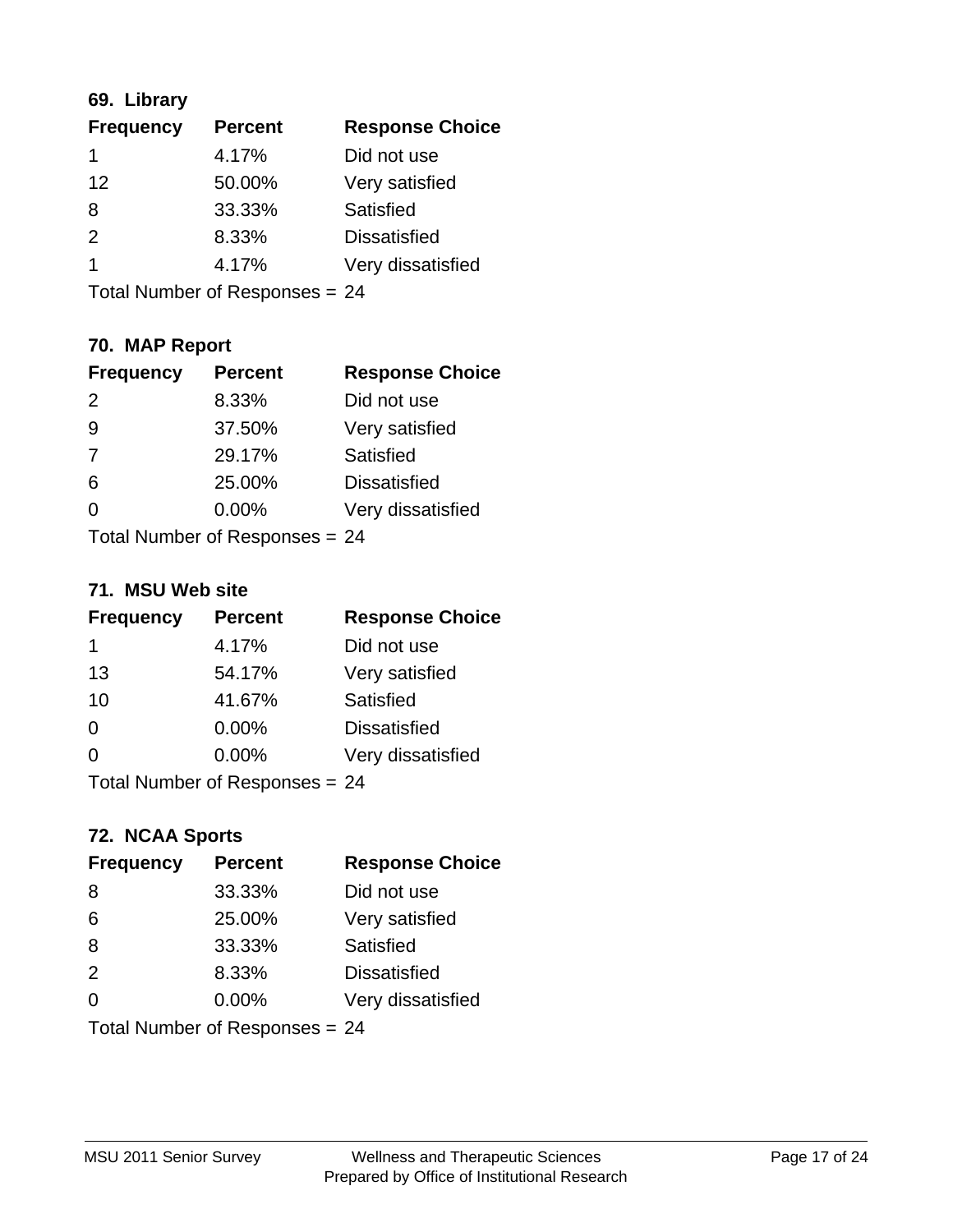### 69. Library

| Frequency | Percent | Response Choice |
|---|---|---|
| 1 | 4.17% | Did not use |
| 12 | 50.00% | Very satisfied |
| 8 | 33.33% | Satisfied |
| 2 | 8.33% | Dissatisfied |
| 1 | 4.17% | Very dissatisfied |

Total Number of Responses = 24

### 70. MAP Report

| Frequency | Percent | Response Choice |
|---|---|---|
| 2 | 8.33% | Did not use |
| 9 | 37.50% | Very satisfied |
| 7 | 29.17% | Satisfied |
| 6 | 25.00% | Dissatisfied |
| 0 | 0.00% | Very dissatisfied |

Total Number of Responses = 24

### 71. MSU Web site

| Frequency | Percent | Response Choice |
|---|---|---|
| 1 | 4.17% | Did not use |
| 13 | 54.17% | Very satisfied |
| 10 | 41.67% | Satisfied |
| 0 | 0.00% | Dissatisfied |
| 0 | 0.00% | Very dissatisfied |

Total Number of Responses = 24

### 72. NCAA Sports

| Frequency | Percent | Response Choice |
|---|---|---|
| 8 | 33.33% | Did not use |
| 6 | 25.00% | Very satisfied |
| 8 | 33.33% | Satisfied |
| 2 | 8.33% | Dissatisfied |
| 0 | 0.00% | Very dissatisfied |

Total Number of Responses = 24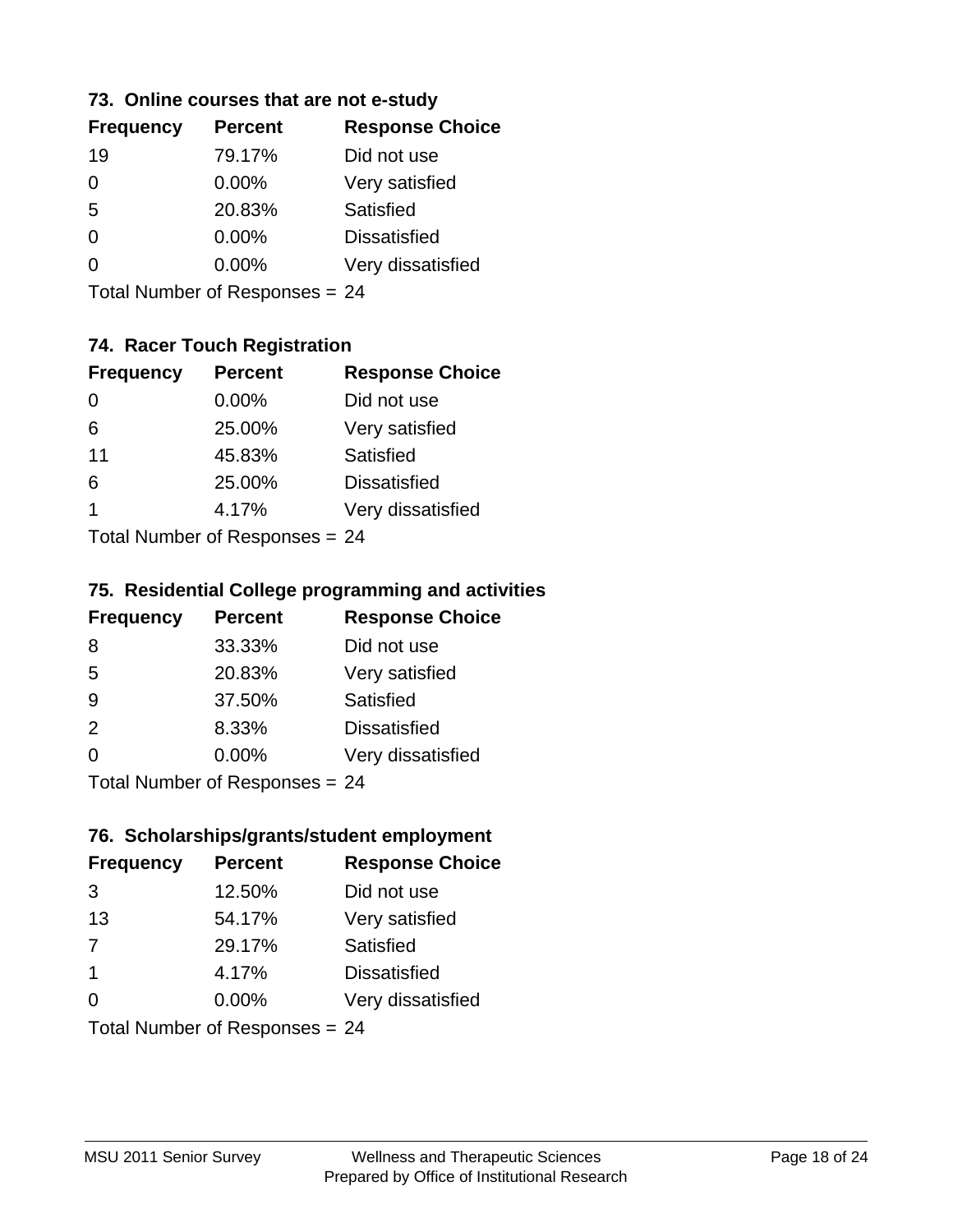### 73. Online courses that are not e-study

| Frequency | Percent | Response Choice |
|---|---|---|
| 19 | 79.17% | Did not use |
| 0 | 0.00% | Very satisfied |
| 5 | 20.83% | Satisfied |
| 0 | 0.00% | Dissatisfied |
| 0 | 0.00% | Very dissatisfied |

Total Number of Responses = 24

### 74. Racer Touch Registration

| Frequency | Percent | Response Choice |
|---|---|---|
| 0 | 0.00% | Did not use |
| 6 | 25.00% | Very satisfied |
| 11 | 45.83% | Satisfied |
| 6 | 25.00% | Dissatisfied |
| 1 | 4.17% | Very dissatisfied |

Total Number of Responses = 24

### 75. Residential College programming and activities

| Frequency | Percent | Response Choice |
|---|---|---|
| 8 | 33.33% | Did not use |
| 5 | 20.83% | Very satisfied |
| 9 | 37.50% | Satisfied |
| 2 | 8.33% | Dissatisfied |
| 0 | 0.00% | Very dissatisfied |

Total Number of Responses = 24

### 76. Scholarships/grants/student employment

| Frequency | Percent | Response Choice |
|---|---|---|
| 3 | 12.50% | Did not use |
| 13 | 54.17% | Very satisfied |
| 7 | 29.17% | Satisfied |
| 1 | 4.17% | Dissatisfied |
| 0 | 0.00% | Very dissatisfied |

Total Number of Responses = 24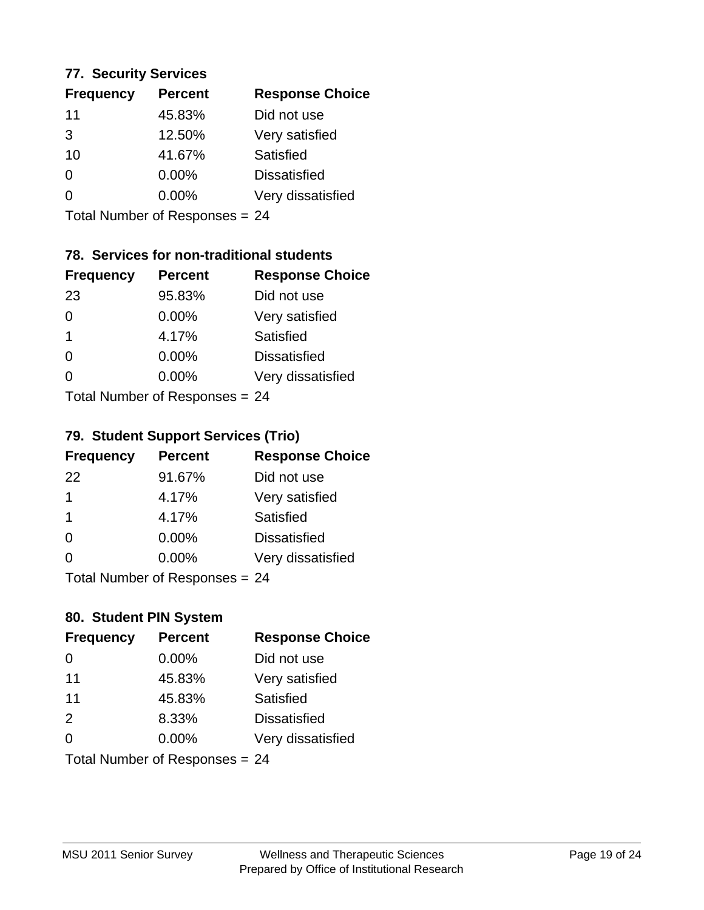### 77. Security Services

| Frequency | Percent | Response Choice |
| --- | --- | --- |
| 11 | 45.83% | Did not use |
| 3 | 12.50% | Very satisfied |
| 10 | 41.67% | Satisfied |
| 0 | 0.00% | Dissatisfied |
| 0 | 0.00% | Very dissatisfied |

Total Number of Responses = 24

### 78. Services for non-traditional students

| Frequency | Percent | Response Choice |
| --- | --- | --- |
| 23 | 95.83% | Did not use |
| 0 | 0.00% | Very satisfied |
| 1 | 4.17% | Satisfied |
| 0 | 0.00% | Dissatisfied |
| 0 | 0.00% | Very dissatisfied |

Total Number of Responses = 24

### 79. Student Support Services (Trio)

| Frequency | Percent | Response Choice |
| --- | --- | --- |
| 22 | 91.67% | Did not use |
| 1 | 4.17% | Very satisfied |
| 1 | 4.17% | Satisfied |
| 0 | 0.00% | Dissatisfied |
| 0 | 0.00% | Very dissatisfied |

Total Number of Responses = 24

### 80. Student PIN System

| Frequency | Percent | Response Choice |
| --- | --- | --- |
| 0 | 0.00% | Did not use |
| 11 | 45.83% | Very satisfied |
| 11 | 45.83% | Satisfied |
| 2 | 8.33% | Dissatisfied |
| 0 | 0.00% | Very dissatisfied |

Total Number of Responses = 24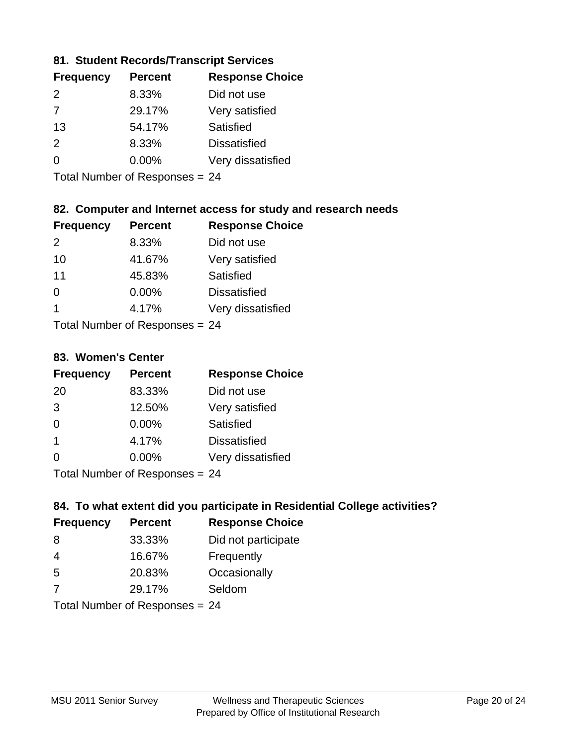### 81. Student Records/Transcript Services

| Frequency | Percent | Response Choice |
|---|---|---|
| 2 | 8.33% | Did not use |
| 7 | 29.17% | Very satisfied |
| 13 | 54.17% | Satisfied |
| 2 | 8.33% | Dissatisfied |
| 0 | 0.00% | Very dissatisfied |

Total Number of Responses = 24

### 82. Computer and Internet access for study and research needs

| Frequency | Percent | Response Choice |
|---|---|---|
| 2 | 8.33% | Did not use |
| 10 | 41.67% | Very satisfied |
| 11 | 45.83% | Satisfied |
| 0 | 0.00% | Dissatisfied |
| 1 | 4.17% | Very dissatisfied |

Total Number of Responses = 24

### 83. Women's Center

| Frequency | Percent | Response Choice |
|---|---|---|
| 20 | 83.33% | Did not use |
| 3 | 12.50% | Very satisfied |
| 0 | 0.00% | Satisfied |
| 1 | 4.17% | Dissatisfied |
| 0 | 0.00% | Very dissatisfied |

Total Number of Responses = 24

### 84. To what extent did you participate in Residential College activities?

| Frequency | Percent | Response Choice |
|---|---|---|
| 8 | 33.33% | Did not participate |
| 4 | 16.67% | Frequently |
| 5 | 20.83% | Occasionally |
| 7 | 29.17% | Seldom |

Total Number of Responses = 24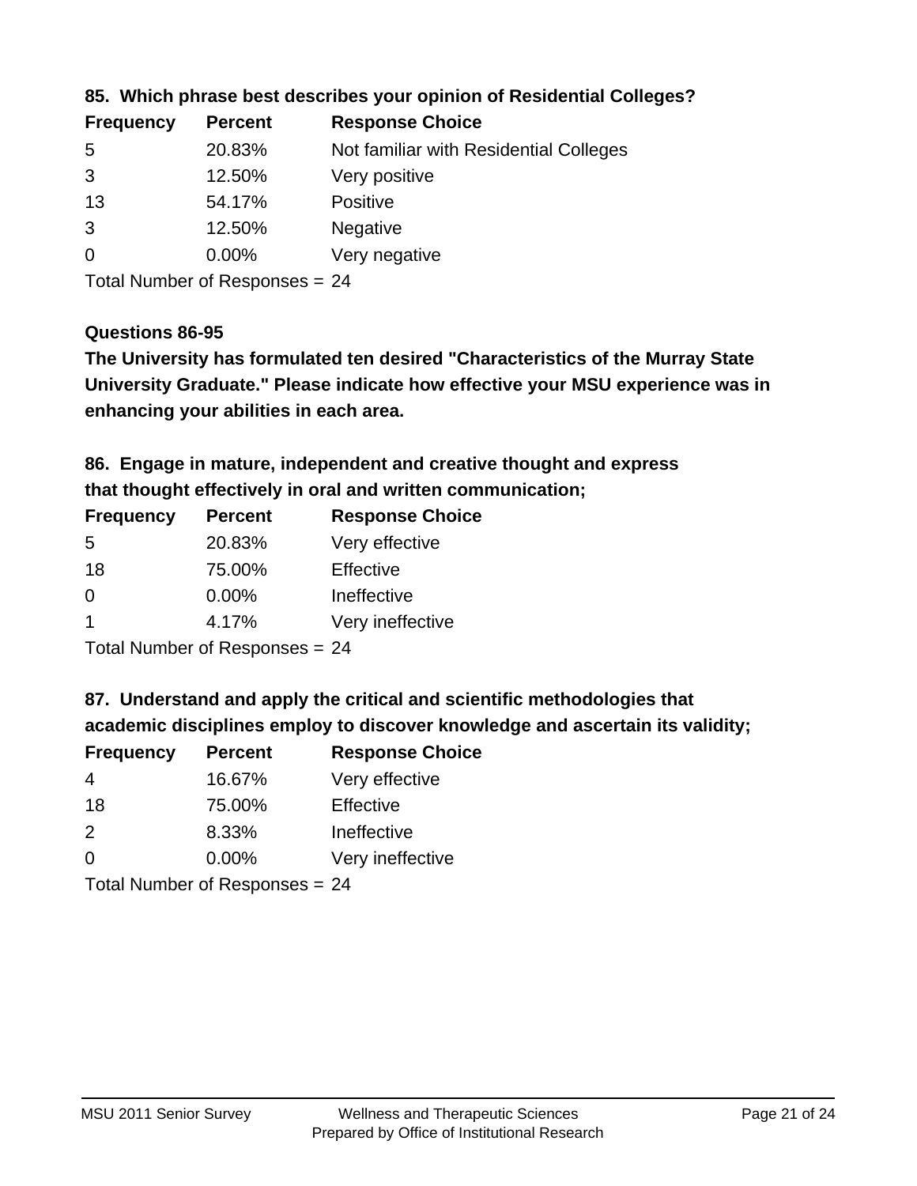### 85. Which phrase best describes your opinion of Residential Colleges?

| Frequency | Percent | Response Choice |
| --- | --- | --- |
| 5 | 20.83% | Not familiar with Residential Colleges |
| 3 | 12.50% | Very positive |
| 13 | 54.17% | Positive |
| 3 | 12.50% | Negative |
| 0 | 0.00% | Very negative |

Total Number of Responses = 24

### Questions 86-95

**The University has formulated ten desired "Characteristics of the Murray State University Graduate." Please indicate how effective your MSU experience was in enhancing your abilities in each area.**

### 86. Engage in mature, independent and creative thought and express that thought effectively in oral and written communication;

| Frequency | Percent | Response Choice |
| --- | --- | --- |
| 5 | 20.83% | Very effective |
| 18 | 75.00% | Effective |
| 0 | 0.00% | Ineffective |
| 1 | 4.17% | Very ineffective |

Total Number of Responses = 24

### 87. Understand and apply the critical and scientific methodologies that academic disciplines employ to discover knowledge and ascertain its validity;

| Frequency | Percent | Response Choice |
| --- | --- | --- |
| 4 | 16.67% | Very effective |
| 18 | 75.00% | Effective |
| 2 | 8.33% | Ineffective |
| 0 | 0.00% | Very ineffective |

Total Number of Responses = 24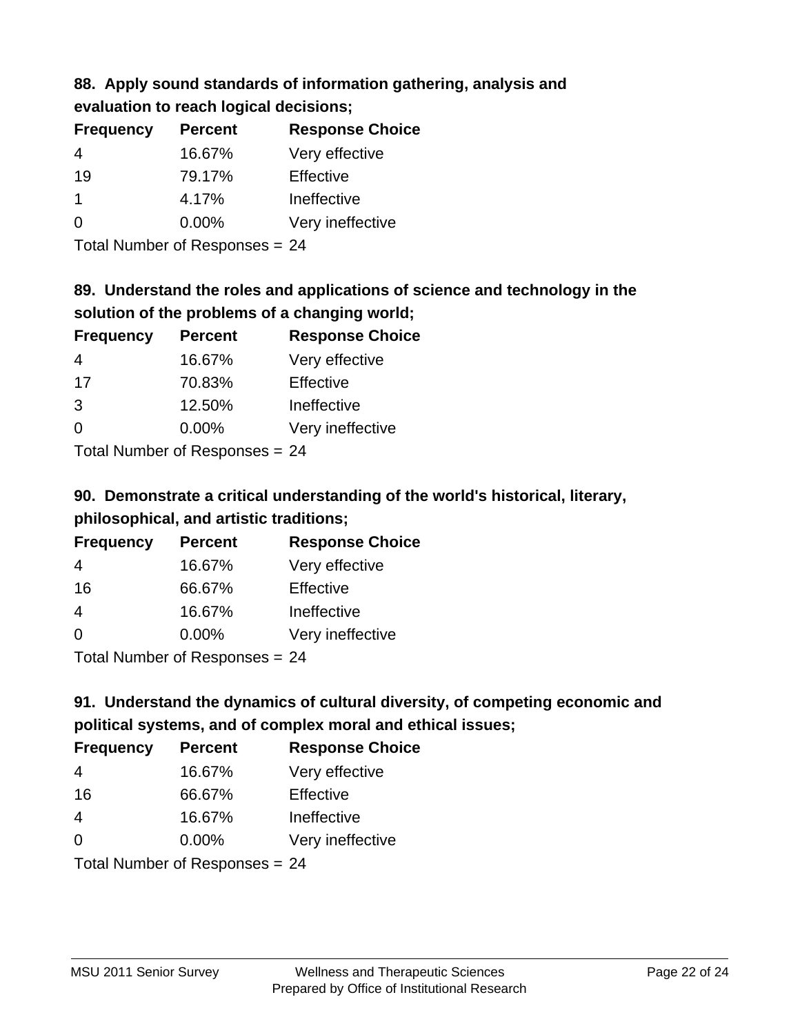**88. Apply sound standards of information gathering, analysis and evaluation to reach logical decisions;**

| Frequency | Percent | Response Choice |
|---|---|---|
| 4 | 16.67% | Very effective |
| 19 | 79.17% | Effective |
| 1 | 4.17% | Ineffective |
| 0 | 0.00% | Very ineffective |

Total Number of Responses = 24

**89. Understand the roles and applications of science and technology in the solution of the problems of a changing world;**

| Frequency | Percent | Response Choice |
|---|---|---|
| 4 | 16.67% | Very effective |
| 17 | 70.83% | Effective |
| 3 | 12.50% | Ineffective |
| 0 | 0.00% | Very ineffective |

Total Number of Responses = 24

**90. Demonstrate a critical understanding of the world's historical, literary, philosophical, and artistic traditions;**

| Frequency | Percent | Response Choice |
|---|---|---|
| 4 | 16.67% | Very effective |
| 16 | 66.67% | Effective |
| 4 | 16.67% | Ineffective |
| 0 | 0.00% | Very ineffective |

Total Number of Responses = 24

**91. Understand the dynamics of cultural diversity, of competing economic and political systems, and of complex moral and ethical issues;**

| Frequency | Percent | Response Choice |
|---|---|---|
| 4 | 16.67% | Very effective |
| 16 | 66.67% | Effective |
| 4 | 16.67% | Ineffective |
| 0 | 0.00% | Very ineffective |

Total Number of Responses = 24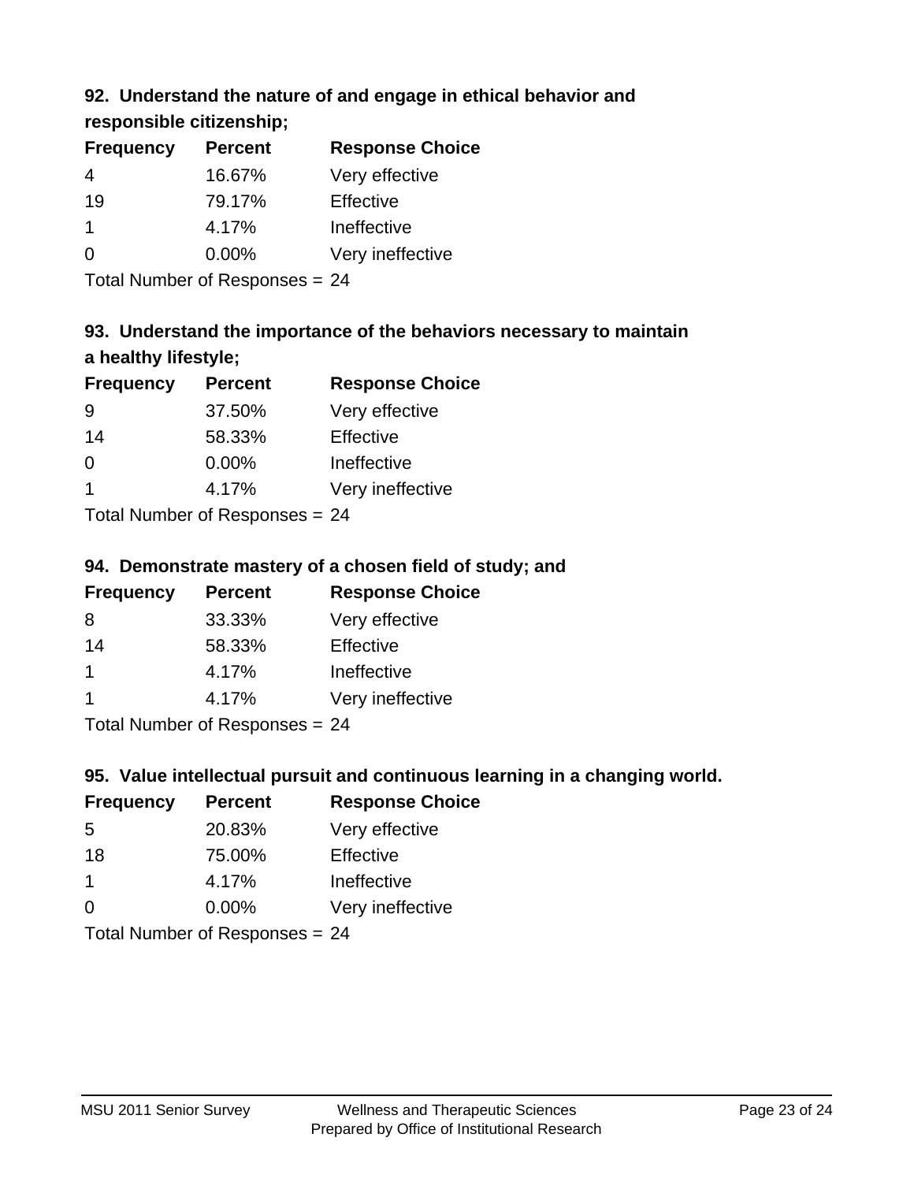### 92. Understand the nature of and engage in ethical behavior and responsible citizenship;

| Frequency | Percent | Response Choice |
| --- | --- | --- |
| 4 | 16.67% | Very effective |
| 19 | 79.17% | Effective |
| 1 | 4.17% | Ineffective |
| 0 | 0.00% | Very ineffective |

Total Number of Responses = 24

### 93. Understand the importance of the behaviors necessary to maintain a healthy lifestyle;

| Frequency | Percent | Response Choice |
| --- | --- | --- |
| 9 | 37.50% | Very effective |
| 14 | 58.33% | Effective |
| 0 | 0.00% | Ineffective |
| 1 | 4.17% | Very ineffective |

Total Number of Responses = 24

### 94. Demonstrate mastery of a chosen field of study; and

| Frequency | Percent | Response Choice |
| --- | --- | --- |
| 8 | 33.33% | Very effective |
| 14 | 58.33% | Effective |
| 1 | 4.17% | Ineffective |
| 1 | 4.17% | Very ineffective |

Total Number of Responses = 24

### 95. Value intellectual pursuit and continuous learning in a changing world.

| Frequency | Percent | Response Choice |
| --- | --- | --- |
| 5 | 20.83% | Very effective |
| 18 | 75.00% | Effective |
| 1 | 4.17% | Ineffective |
| 0 | 0.00% | Very ineffective |

Total Number of Responses = 24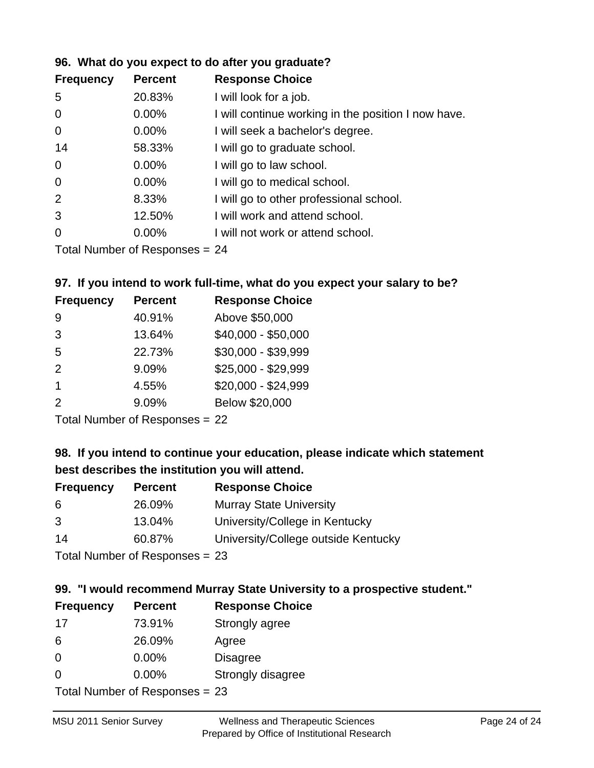### 96. What do you expect to do after you graduate?

| Frequency | Percent | Response Choice |
|---|---|---|
| 5 | 20.83% | I will look for a job. |
| 0 | 0.00% | I will continue working in the position I now have. |
| 0 | 0.00% | I will seek a bachelor's degree. |
| 14 | 58.33% | I will go to graduate school. |
| 0 | 0.00% | I will go to law school. |
| 0 | 0.00% | I will go to medical school. |
| 2 | 8.33% | I will go to other professional school. |
| 3 | 12.50% | I will work and attend school. |
| 0 | 0.00% | I will not work or attend school. |

Total Number of Responses = 24

### 97. If you intend to work full-time, what do you expect your salary to be?

| Frequency | Percent | Response Choice |
|---|---|---|
| 9 | 40.91% | Above $50,000 |
| 3 | 13.64% | $40,000 - $50,000 |
| 5 | 22.73% | $30,000 - $39,999 |
| 2 | 9.09% | $25,000 - $29,999 |
| 1 | 4.55% | $20,000 - $24,999 |
| 2 | 9.09% | Below $20,000 |

Total Number of Responses = 22

### 98. If you intend to continue your education, please indicate which statement best describes the institution you will attend.

| Frequency | Percent | Response Choice |
|---|---|---|
| 6 | 26.09% | Murray State University |
| 3 | 13.04% | University/College in Kentucky |
| 14 | 60.87% | University/College outside Kentucky |

Total Number of Responses = 23

### 99. "I would recommend Murray State University to a prospective student."

| Frequency | Percent | Response Choice |
|---|---|---|
| 17 | 73.91% | Strongly agree |
| 6 | 26.09% | Agree |
| 0 | 0.00% | Disagree |
| 0 | 0.00% | Strongly disagree |

Total Number of Responses = 23